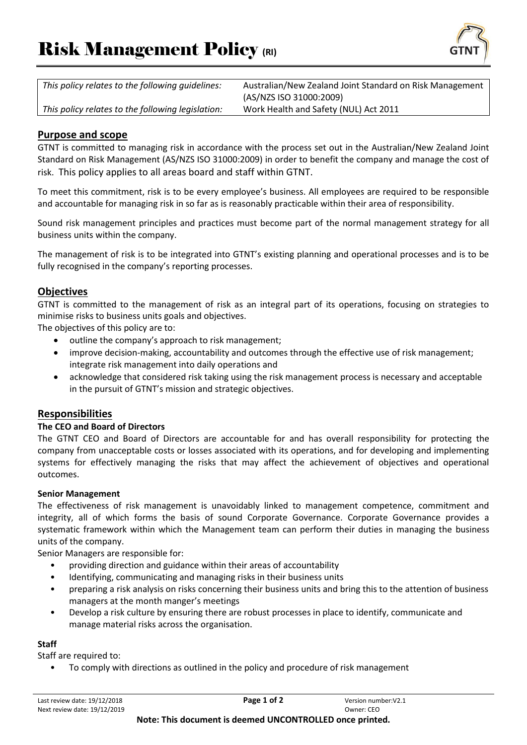# Risk Management Policy (RI)

| *This policy relates to the following guidelines:* | Australian/New Zealand Joint Standard on Risk Management (AS/NZS ISO 31000:2009) |
|---|---|
| *This policy relates to the following legislation:* | Work Health and Safety (NUL) Act 2011 |

## Purpose and scope

GTNT is committed to managing risk in accordance with the process set out in the Australian/New Zealand Joint Standard on Risk Management (AS/NZS ISO 31000:2009) in order to benefit the company and manage the cost of risk. This policy applies to all areas board and staff within GTNT.

To meet this commitment, risk is to be every employee's business. All employees are required to be responsible and accountable for managing risk in so far as is reasonably practicable within their area of responsibility.

Sound risk management principles and practices must become part of the normal management strategy for all business units within the company.

The management of risk is to be integrated into GTNT's existing planning and operational processes and is to be fully recognised in the company's reporting processes.

## Objectives

GTNT is committed to the management of risk as an integral part of its operations, focusing on strategies to minimise risks to business units goals and objectives.

The objectives of this policy are to:

- outline the company's approach to risk management;
- improve decision-making, accountability and outcomes through the effective use of risk management; integrate risk management into daily operations and
- acknowledge that considered risk taking using the risk management process is necessary and acceptable in the pursuit of GTNT's mission and strategic objectives.

## Responsibilities

### The CEO and Board of Directors

The GTNT CEO and Board of Directors are accountable for and has overall responsibility for protecting the company from unacceptable costs or losses associated with its operations, and for developing and implementing systems for effectively managing the risks that may affect the achievement of objectives and operational outcomes.

### Senior Management

The effectiveness of risk management is unavoidably linked to management competence, commitment and integrity, all of which forms the basis of sound Corporate Governance. Corporate Governance provides a systematic framework within which the Management team can perform their duties in managing the business units of the company.

Senior Managers are responsible for:

- providing direction and guidance within their areas of accountability
- Identifying, communicating and managing risks in their business units
- preparing a risk analysis on risks concerning their business units and bring this to the attention of business managers at the month manger's meetings
- Develop a risk culture by ensuring there are robust processes in place to identify, communicate and manage material risks across the organisation.

### Staff

Staff are required to:

- To comply with directions as outlined in the policy and procedure of risk management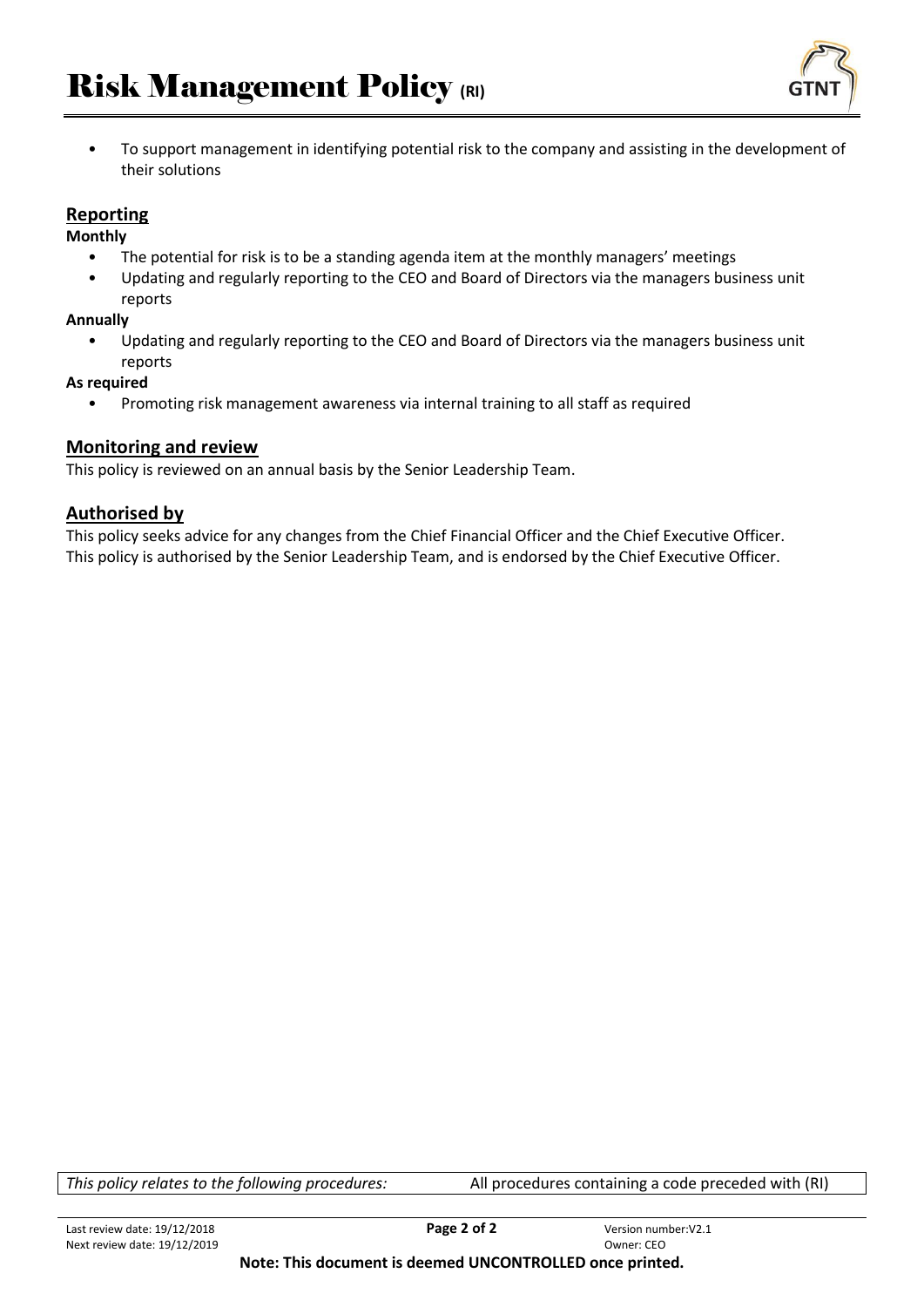- To support management in identifying potential risk to the company and assisting in the development of their solutions

## Reporting

**Monthly**

- The potential for risk is to be a standing agenda item at the monthly managers' meetings
- Updating and regularly reporting to the CEO and Board of Directors via the managers business unit reports

**Annually**

- Updating and regularly reporting to the CEO and Board of Directors via the managers business unit reports

**As required**

- Promoting risk management awareness via internal training to all staff as required

## Monitoring and review

This policy is reviewed on an annual basis by the Senior Leadership Team.

## Authorised by

This policy seeks advice for any changes from the Chief Financial Officer and the Chief Executive Officer.
This policy is authorised by the Senior Leadership Team, and is endorsed by the Chief Executive Officer.

| | |
|---|---|
| *This policy relates to the following procedures:* | All procedures containing a code preceded with (RI) |

Last review date: 19/12/2018
Next review date: 19/12/2019

Version number:V2.1
Owner: CEO

**Note: This document is deemed UNCONTROLLED once printed.**